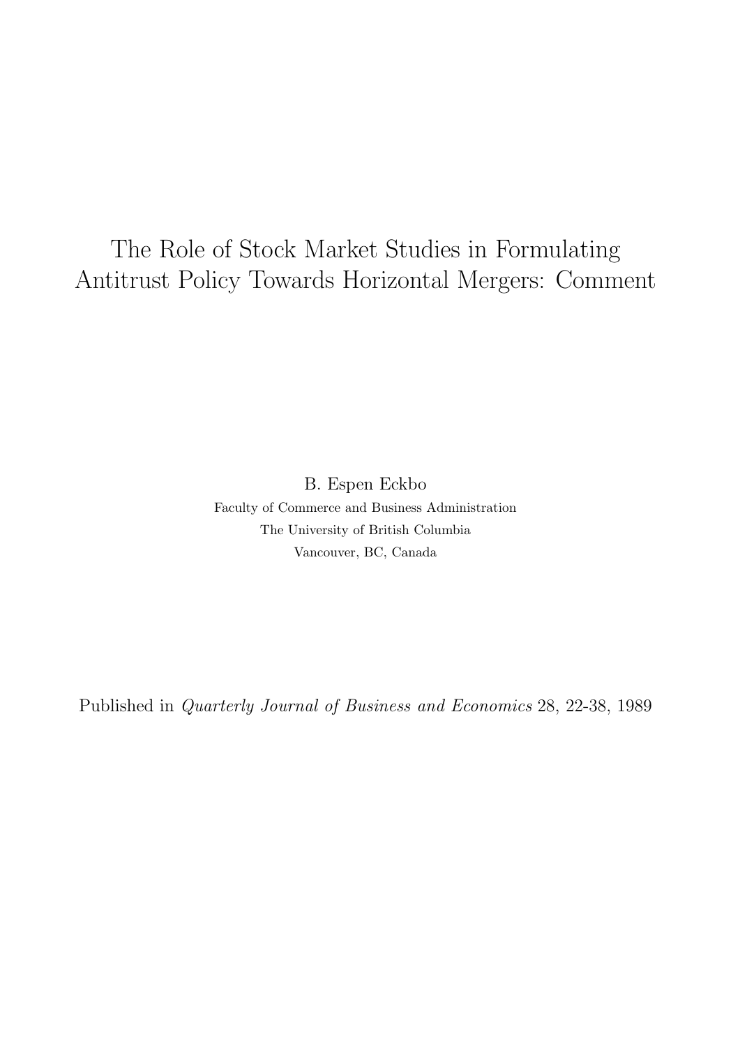# The Role of Stock Market Studies in Formulating Antitrust Policy Towards Horizontal Mergers: Comment

B. Espen Eckbo

Faculty of Commerce and Business Administration

The University of British Columbia

Vancouver, BC, Canada

Published in *Quarterly Journal of Business and Economics* 28, 22-38, 1989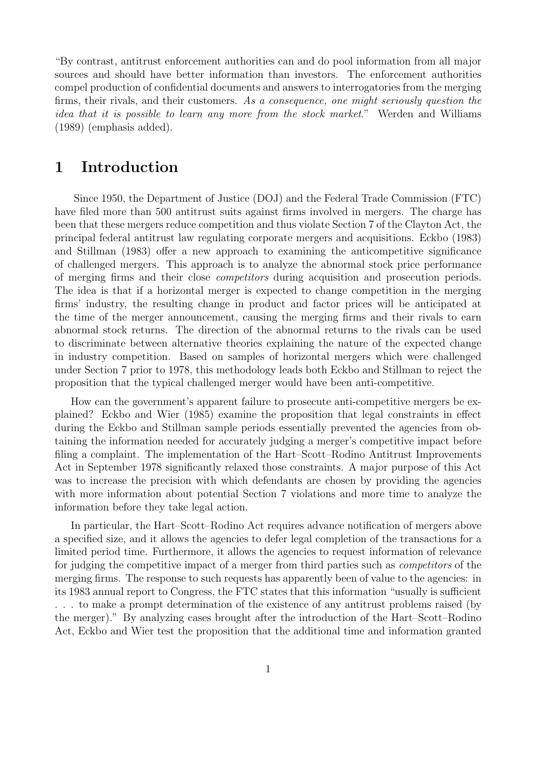"By contrast, antitrust enforcement authorities can and do pool information from all major sources and should have better information than investors. The enforcement authorities compel production of confidential documents and answers to interrogatories from the merging firms, their rivals, and their customers. *As a consequence, one might seriously question the idea that it is possible to learn any more from the stock market.*" Werden and Williams (1989) (emphasis added).

# 1 Introduction

Since 1950, the Department of Justice (DOJ) and the Federal Trade Commission (FTC) have filed more than 500 antitrust suits against firms involved in mergers. The charge has been that these mergers reduce competition and thus violate Section 7 of the Clayton Act, the principal federal antitrust law regulating corporate mergers and acquisitions. Eckbo (1983) and Stillman (1983) offer a new approach to examining the anticompetitive significance of challenged mergers. This approach is to analyze the abnormal stock price performance of merging firms and their close *competitors* during acquisition and prosecution periods. The idea is that if a horizontal merger is expected to change competition in the merging firms' industry, the resulting change in product and factor prices will be anticipated at the time of the merger announcement, causing the merging firms and their rivals to earn abnormal stock returns. The direction of the abnormal returns to the rivals can be used to discriminate between alternative theories explaining the nature of the expected change in industry competition. Based on samples of horizontal mergers which were challenged under Section 7 prior to 1978, this methodology leads both Eckbo and Stillman to reject the proposition that the typical challenged merger would have been anti-competitive.

How can the government's apparent failure to prosecute anti-competitive mergers be explained? Eckbo and Wier (1985) examine the proposition that legal constraints in effect during the Eckbo and Stillman sample periods essentially prevented the agencies from obtaining the information needed for accurately judging a merger's competitive impact before filing a complaint. The implementation of the Hart–Scott–Rodino Antitrust Improvements Act in September 1978 significantly relaxed those constraints. A major purpose of this Act was to increase the precision with which defendants are chosen by providing the agencies with more information about potential Section 7 violations and more time to analyze the information before they take legal action.

In particular, the Hart–Scott–Rodino Act requires advance notification of mergers above a specified size, and it allows the agencies to defer legal completion of the transactions for a limited period time. Furthermore, it allows the agencies to request information of relevance for judging the competitive impact of a merger from third parties such as *competitors* of the merging firms. The response to such requests has apparently been of value to the agencies: in its 1983 annual report to Congress, the FTC states that this information "usually is sufficient . . . to make a prompt determination of the existence of any antitrust problems raised (by the merger)." By analyzing cases brought after the introduction of the Hart–Scott–Rodino Act, Eckbo and Wier test the proposition that the additional time and information granted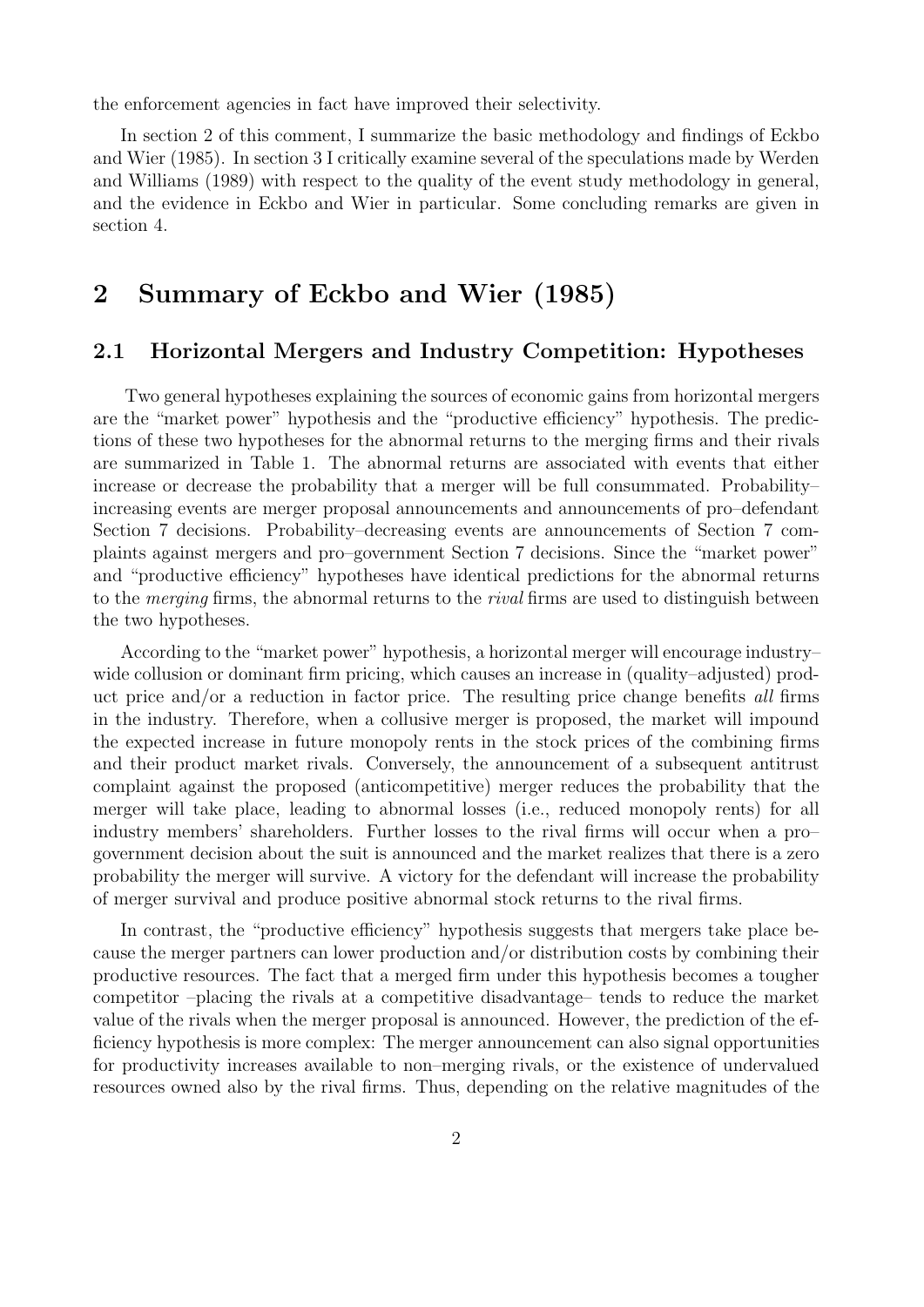the enforcement agencies in fact have improved their selectivity.

In section 2 of this comment, I summarize the basic methodology and findings of Eckbo and Wier (1985). In section 3 I critically examine several of the speculations made by Werden and Williams (1989) with respect to the quality of the event study methodology in general, and the evidence in Eckbo and Wier in particular. Some concluding remarks are given in section 4.

# 2 Summary of Eckbo and Wier (1985)

## 2.1 Horizontal Mergers and Industry Competition: Hypotheses

Two general hypotheses explaining the sources of economic gains from horizontal mergers are the "market power" hypothesis and the "productive efficiency" hypothesis. The predictions of these two hypotheses for the abnormal returns to the merging firms and their rivals are summarized in Table 1. The abnormal returns are associated with events that either increase or decrease the probability that a merger will be full consummated. Probability–increasing events are merger proposal announcements and announcements of pro–defendant Section 7 decisions. Probability–decreasing events are announcements of Section 7 complaints against mergers and pro–government Section 7 decisions. Since the "market power" and "productive efficiency" hypotheses have identical predictions for the abnormal returns to the *merging* firms, the abnormal returns to the *rival* firms are used to distinguish between the two hypotheses.

According to the "market power" hypothesis, a horizontal merger will encourage industry–wide collusion or dominant firm pricing, which causes an increase in (quality–adjusted) product price and/or a reduction in factor price. The resulting price change benefits *all* firms in the industry. Therefore, when a collusive merger is proposed, the market will impound the expected increase in future monopoly rents in the stock prices of the combining firms and their product market rivals. Conversely, the announcement of a subsequent antitrust complaint against the proposed (anticompetitive) merger reduces the probability that the merger will take place, leading to abnormal losses (i.e., reduced monopoly rents) for all industry members' shareholders. Further losses to the rival firms will occur when a pro–government decision about the suit is announced and the market realizes that there is a zero probability the merger will survive. A victory for the defendant will increase the probability of merger survival and produce positive abnormal stock returns to the rival firms.

In contrast, the "productive efficiency" hypothesis suggests that mergers take place because the merger partners can lower production and/or distribution costs by combining their productive resources. The fact that a merged firm under this hypothesis becomes a tougher competitor –placing the rivals at a competitive disadvantage– tends to reduce the market value of the rivals when the merger proposal is announced. However, the prediction of the efficiency hypothesis is more complex: The merger announcement can also signal opportunities for productivity increases available to non–merging rivals, or the existence of undervalued resources owned also by the rival firms. Thus, depending on the relative magnitudes of the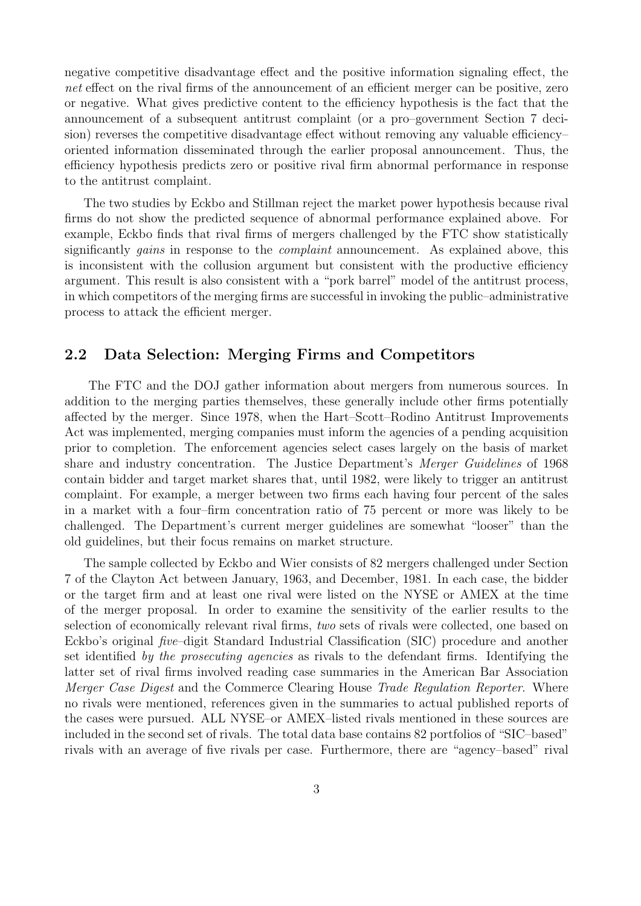negative competitive disadvantage effect and the positive information signaling effect, the *net* effect on the rival firms of the announcement of an efficient merger can be positive, zero or negative. What gives predictive content to the efficiency hypothesis is the fact that the announcement of a subsequent antitrust complaint (or a pro–government Section 7 decision) reverses the competitive disadvantage effect without removing any valuable efficiency–oriented information disseminated through the earlier proposal announcement. Thus, the efficiency hypothesis predicts zero or positive rival firm abnormal performance in response to the antitrust complaint.

The two studies by Eckbo and Stillman reject the market power hypothesis because rival firms do not show the predicted sequence of abnormal performance explained above. For example, Eckbo finds that rival firms of mergers challenged by the FTC show statistically significantly *gains* in response to the *complaint* announcement. As explained above, this is inconsistent with the collusion argument but consistent with the productive efficiency argument. This result is also consistent with a "pork barrel" model of the antitrust process, in which competitors of the merging firms are successful in invoking the public–administrative process to attack the efficient merger.

## 2.2 Data Selection: Merging Firms and Competitors

The FTC and the DOJ gather information about mergers from numerous sources. In addition to the merging parties themselves, these generally include other firms potentially affected by the merger. Since 1978, when the Hart–Scott–Rodino Antitrust Improvements Act was implemented, merging companies must inform the agencies of a pending acquisition prior to completion. The enforcement agencies select cases largely on the basis of market share and industry concentration. The Justice Department's *Merger Guidelines* of 1968 contain bidder and target market shares that, until 1982, were likely to trigger an antitrust complaint. For example, a merger between two firms each having four percent of the sales in a market with a four–firm concentration ratio of 75 percent or more was likely to be challenged. The Department's current merger guidelines are somewhat "looser" than the old guidelines, but their focus remains on market structure.

The sample collected by Eckbo and Wier consists of 82 mergers challenged under Section 7 of the Clayton Act between January, 1963, and December, 1981. In each case, the bidder or the target firm and at least one rival were listed on the NYSE or AMEX at the time of the merger proposal. In order to examine the sensitivity of the earlier results to the selection of economically relevant rival firms, *two* sets of rivals were collected, one based on Eckbo's original *five*–digit Standard Industrial Classification (SIC) procedure and another set identified *by the prosecuting agencies* as rivals to the defendant firms. Identifying the latter set of rival firms involved reading case summaries in the American Bar Association *Merger Case Digest* and the Commerce Clearing House *Trade Regulation Reporter*. Where no rivals were mentioned, references given in the summaries to actual published reports of the cases were pursued. ALL NYSE–or AMEX–listed rivals mentioned in these sources are included in the second set of rivals. The total data base contains 82 portfolios of "SIC–based" rivals with an average of five rivals per case. Furthermore, there are "agency–based" rival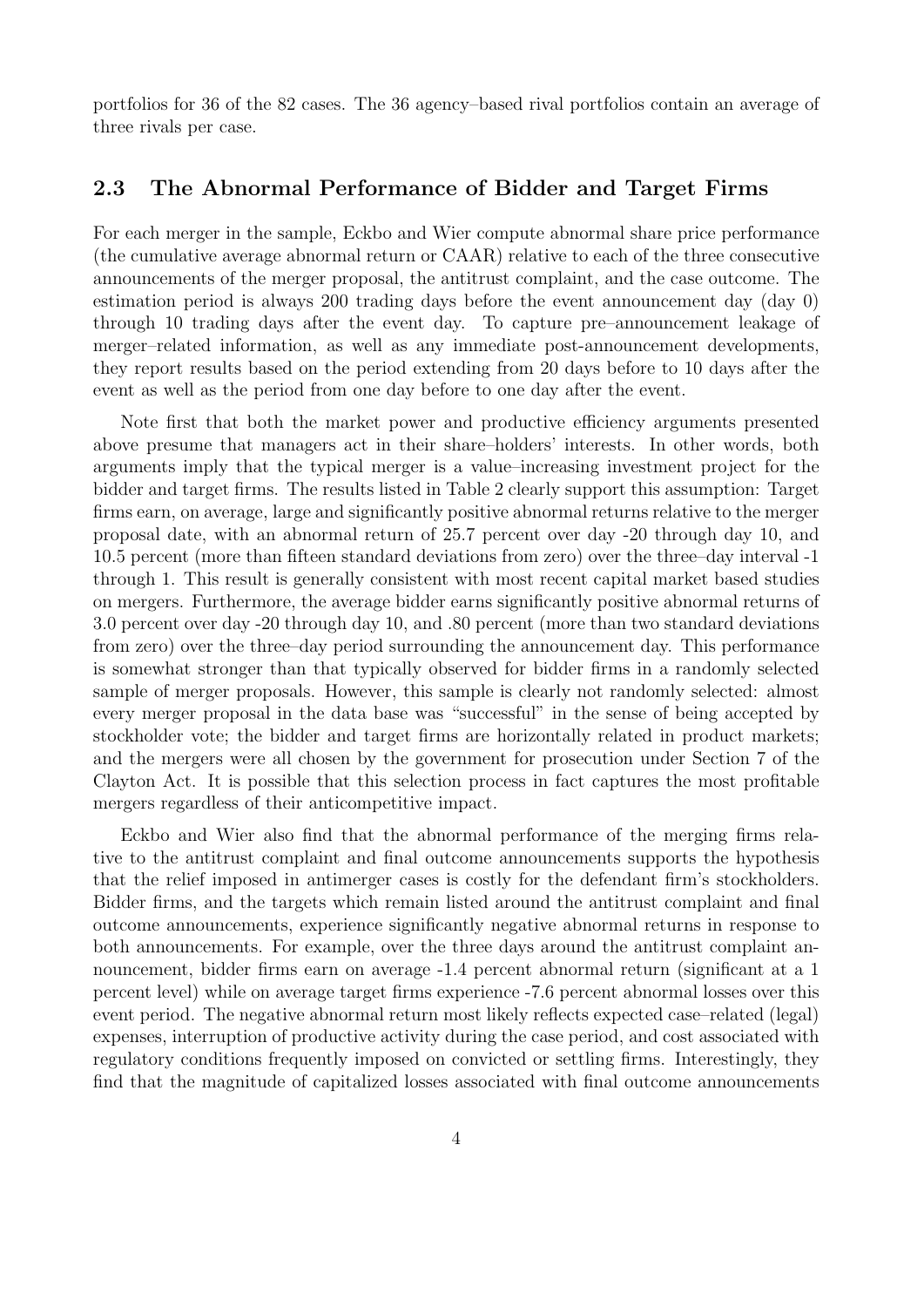portfolios for 36 of the 82 cases. The 36 agency–based rival portfolios contain an average of three rivals per case.

### 2.3 The Abnormal Performance of Bidder and Target Firms

For each merger in the sample, Eckbo and Wier compute abnormal share price performance (the cumulative average abnormal return or CAAR) relative to each of the three consecutive announcements of the merger proposal, the antitrust complaint, and the case outcome. The estimation period is always 200 trading days before the event announcement day (day 0) through 10 trading days after the event day. To capture pre–announcement leakage of merger–related information, as well as any immediate post-announcement developments, they report results based on the period extending from 20 days before to 10 days after the event as well as the period from one day before to one day after the event.

Note first that both the market power and productive efficiency arguments presented above presume that managers act in their share–holders' interests. In other words, both arguments imply that the typical merger is a value–increasing investment project for the bidder and target firms. The results listed in Table 2 clearly support this assumption: Target firms earn, on average, large and significantly positive abnormal returns relative to the merger proposal date, with an abnormal return of 25.7 percent over day -20 through day 10, and 10.5 percent (more than fifteen standard deviations from zero) over the three–day interval -1 through 1. This result is generally consistent with most recent capital market based studies on mergers. Furthermore, the average bidder earns significantly positive abnormal returns of 3.0 percent over day -20 through day 10, and .80 percent (more than two standard deviations from zero) over the three–day period surrounding the announcement day. This performance is somewhat stronger than that typically observed for bidder firms in a randomly selected sample of merger proposals. However, this sample is clearly not randomly selected: almost every merger proposal in the data base was "successful" in the sense of being accepted by stockholder vote; the bidder and target firms are horizontally related in product markets; and the mergers were all chosen by the government for prosecution under Section 7 of the Clayton Act. It is possible that this selection process in fact captures the most profitable mergers regardless of their anticompetitive impact.

Eckbo and Wier also find that the abnormal performance of the merging firms relative to the antitrust complaint and final outcome announcements supports the hypothesis that the relief imposed in antimerger cases is costly for the defendant firm's stockholders. Bidder firms, and the targets which remain listed around the antitrust complaint and final outcome announcements, experience significantly negative abnormal returns in response to both announcements. For example, over the three days around the antitrust complaint announcement, bidder firms earn on average -1.4 percent abnormal return (significant at a 1 percent level) while on average target firms experience -7.6 percent abnormal losses over this event period. The negative abnormal return most likely reflects expected case–related (legal) expenses, interruption of productive activity during the case period, and cost associated with regulatory conditions frequently imposed on convicted or settling firms. Interestingly, they find that the magnitude of capitalized losses associated with final outcome announcements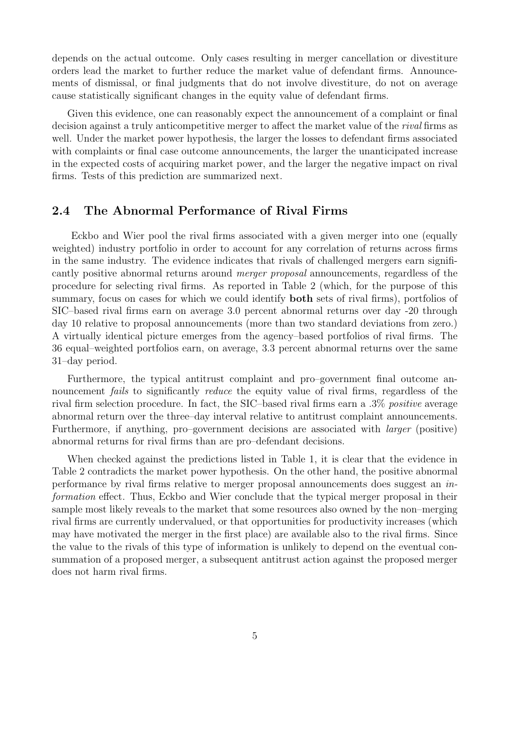depends on the actual outcome. Only cases resulting in merger cancellation or divestiture orders lead the market to further reduce the market value of defendant firms. Announcements of dismissal, or final judgments that do not involve divestiture, do not on average cause statistically significant changes in the equity value of defendant firms.

Given this evidence, one can reasonably expect the announcement of a complaint or final decision against a truly anticompetitive merger to affect the market value of the *rival* firms as well. Under the market power hypothesis, the larger the losses to defendant firms associated with complaints or final case outcome announcements, the larger the unanticipated increase in the expected costs of acquiring market power, and the larger the negative impact on rival firms. Tests of this prediction are summarized next.

## 2.4 The Abnormal Performance of Rival Firms

Eckbo and Wier pool the rival firms associated with a given merger into one (equally weighted) industry portfolio in order to account for any correlation of returns across firms in the same industry. The evidence indicates that rivals of challenged mergers earn significantly positive abnormal returns around *merger proposal* announcements, regardless of the procedure for selecting rival firms. As reported in Table 2 (which, for the purpose of this summary, focus on cases for which we could identify **both** sets of rival firms), portfolios of SIC–based rival firms earn on average 3.0 percent abnormal returns over day -20 through day 10 relative to proposal announcements (more than two standard deviations from zero.) A virtually identical picture emerges from the agency–based portfolios of rival firms. The 36 equal–weighted portfolios earn, on average, 3.3 percent abnormal returns over the same 31–day period.

Furthermore, the typical antitrust complaint and pro–government final outcome announcement *fails* to significantly *reduce* the equity value of rival firms, regardless of the rival firm selection procedure. In fact, the SIC–based rival firms earn a .3% *positive* average abnormal return over the three–day interval relative to antitrust complaint announcements. Furthermore, if anything, pro–government decisions are associated with *larger* (positive) abnormal returns for rival firms than are pro–defendant decisions.

When checked against the predictions listed in Table 1, it is clear that the evidence in Table 2 contradicts the market power hypothesis. On the other hand, the positive abnormal performance by rival firms relative to merger proposal announcements does suggest an *information* effect. Thus, Eckbo and Wier conclude that the typical merger proposal in their sample most likely reveals to the market that some resources also owned by the non–merging rival firms are currently undervalued, or that opportunities for productivity increases (which may have motivated the merger in the first place) are available also to the rival firms. Since the value to the rivals of this type of information is unlikely to depend on the eventual consummation of a proposed merger, a subsequent antitrust action against the proposed merger does not harm rival firms.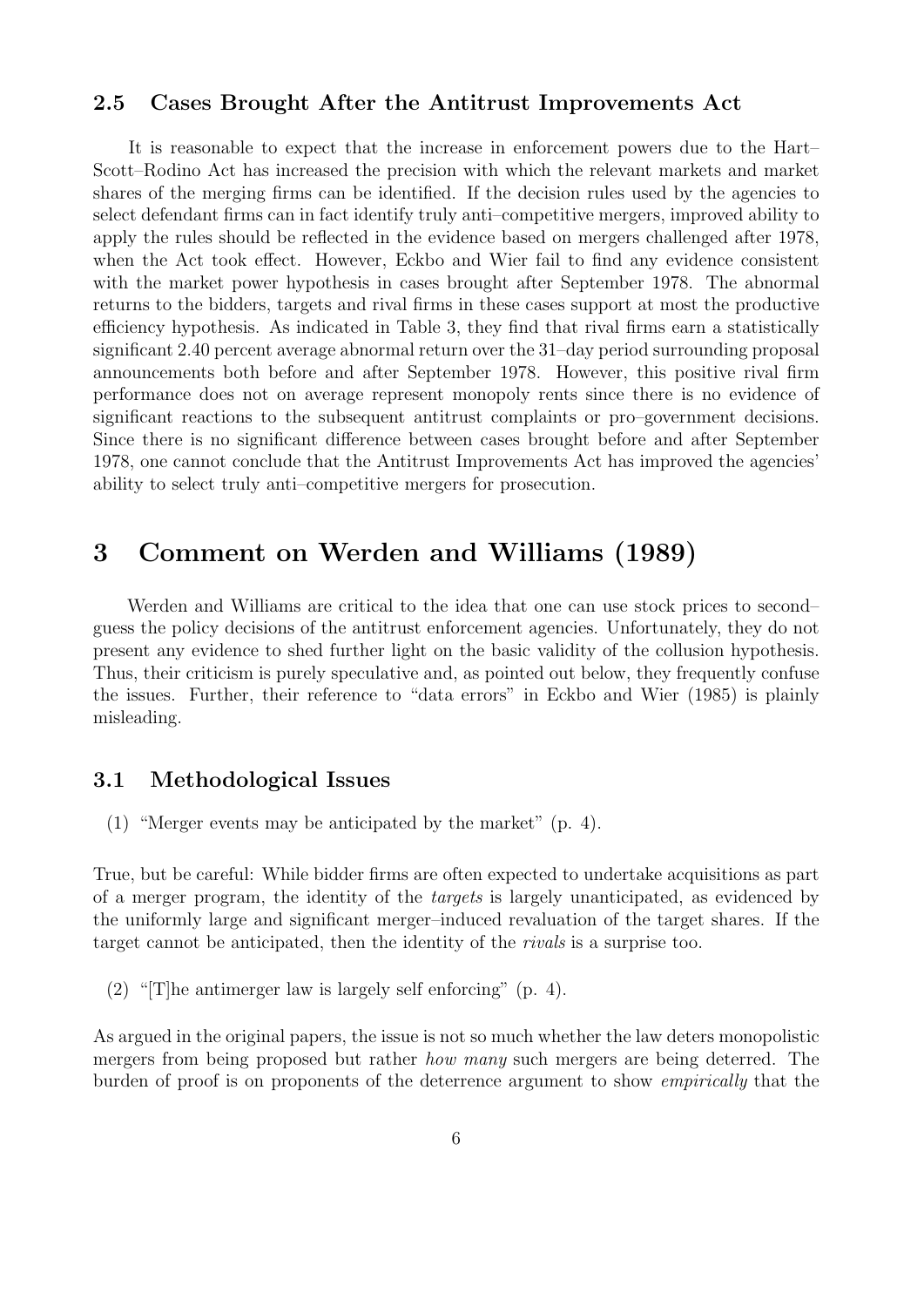### 2.5 Cases Brought After the Antitrust Improvements Act

It is reasonable to expect that the increase in enforcement powers due to the Hart–Scott–Rodino Act has increased the precision with which the relevant markets and market shares of the merging firms can be identified. If the decision rules used by the agencies to select defendant firms can in fact identify truly anti–competitive mergers, improved ability to apply the rules should be reflected in the evidence based on mergers challenged after 1978, when the Act took effect. However, Eckbo and Wier fail to find any evidence consistent with the market power hypothesis in cases brought after September 1978. The abnormal returns to the bidders, targets and rival firms in these cases support at most the productive efficiency hypothesis. As indicated in Table 3, they find that rival firms earn a statistically significant 2.40 percent average abnormal return over the 31–day period surrounding proposal announcements both before and after September 1978. However, this positive rival firm performance does not on average represent monopoly rents since there is no evidence of significant reactions to the subsequent antitrust complaints or pro–government decisions. Since there is no significant difference between cases brought before and after September 1978, one cannot conclude that the Antitrust Improvements Act has improved the agencies' ability to select truly anti–competitive mergers for prosecution.

# 3 Comment on Werden and Williams (1989)

Werden and Williams are critical to the idea that one can use stock prices to second–guess the policy decisions of the antitrust enforcement agencies. Unfortunately, they do not present any evidence to shed further light on the basic validity of the collusion hypothesis. Thus, their criticism is purely speculative and, as pointed out below, they frequently confuse the issues. Further, their reference to "data errors" in Eckbo and Wier (1985) is plainly misleading.

### 3.1 Methodological Issues

(1) "Merger events may be anticipated by the market" (p. 4).

True, but be careful: While bidder firms are often expected to undertake acquisitions as part of a merger program, the identity of the *targets* is largely unanticipated, as evidenced by the uniformly large and significant merger–induced revaluation of the target shares. If the target cannot be anticipated, then the identity of the *rivals* is a surprise too.

(2) "[T]he antimerger law is largely self enforcing" (p. 4).

As argued in the original papers, the issue is not so much whether the law deters monopolistic mergers from being proposed but rather *how many* such mergers are being deterred. The burden of proof is on proponents of the deterrence argument to show *empirically* that the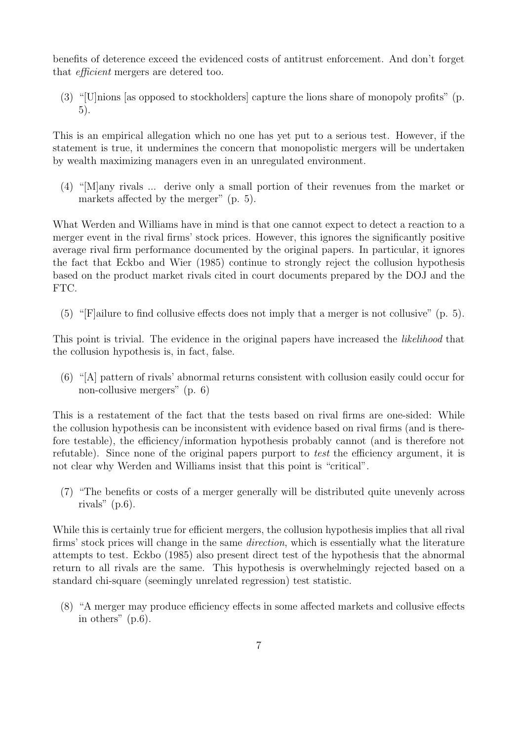benefits of deterence exceed the evidenced costs of antitrust enforcement. And don't forget that *efficient* mergers are detered too.

(3) "[U]nions [as opposed to stockholders] capture the lions share of monopoly profits" (p. 5).

This is an empirical allegation which no one has yet put to a serious test. However, if the statement is true, it undermines the concern that monopolistic mergers will be undertaken by wealth maximizing managers even in an unregulated environment.

(4) "[M]any rivals ... derive only a small portion of their revenues from the market or markets affected by the merger" (p. 5).

What Werden and Williams have in mind is that one cannot expect to detect a reaction to a merger event in the rival firms' stock prices. However, this ignores the significantly positive average rival firm performance documented by the original papers. In particular, it ignores the fact that Eckbo and Wier (1985) continue to strongly reject the collusion hypothesis based on the product market rivals cited in court documents prepared by the DOJ and the FTC.

(5) "[F]ailure to find collusive effects does not imply that a merger is not collusive" (p. 5).

This point is trivial. The evidence in the original papers have increased the *likelihood* that the collusion hypothesis is, in fact, false.

(6) "[A] pattern of rivals' abnormal returns consistent with collusion easily could occur for non-collusive mergers" (p. 6)

This is a restatement of the fact that the tests based on rival firms are one-sided: While the collusion hypothesis can be inconsistent with evidence based on rival firms (and is therefore testable), the efficiency/information hypothesis probably cannot (and is therefore not refutable). Since none of the original papers purport to *test* the efficiency argument, it is not clear why Werden and Williams insist that this point is "critical".

(7) "The benefits or costs of a merger generally will be distributed quite unevenly across rivals" (p.6).

While this is certainly true for efficient mergers, the collusion hypothesis implies that all rival firms' stock prices will change in the same *direction*, which is essentially what the literature attempts to test. Eckbo (1985) also present direct test of the hypothesis that the abnormal return to all rivals are the same. This hypothesis is overwhelmingly rejected based on a standard chi-square (seemingly unrelated regression) test statistic.

(8) "A merger may produce efficiency effects in some affected markets and collusive effects in others" (p.6).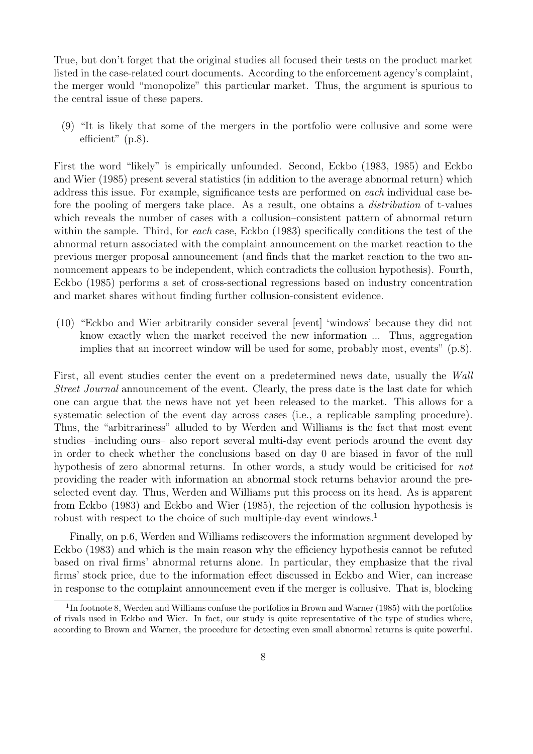True, but don't forget that the original studies all focused their tests on the product market listed in the case-related court documents. According to the enforcement agency's complaint, the merger would "monopolize" this particular market. Thus, the argument is spurious to the central issue of these papers.

(9) "It is likely that some of the mergers in the portfolio were collusive and some were efficient" (p.8).

First the word "likely" is empirically unfounded. Second, Eckbo (1983, 1985) and Eckbo and Wier (1985) present several statistics (in addition to the average abnormal return) which address this issue. For example, significance tests are performed on *each* individual case before the pooling of mergers take place. As a result, one obtains a *distribution* of t-values which reveals the number of cases with a collusion–consistent pattern of abnormal return within the sample. Third, for *each* case, Eckbo (1983) specifically conditions the test of the abnormal return associated with the complaint announcement on the market reaction to the previous merger proposal announcement (and finds that the market reaction to the two announcement appears to be independent, which contradicts the collusion hypothesis). Fourth, Eckbo (1985) performs a set of cross-sectional regressions based on industry concentration and market shares without finding further collusion-consistent evidence.

(10) "Eckbo and Wier arbitrarily consider several [event] 'windows' because they did not know exactly when the market received the new information ... Thus, aggregation implies that an incorrect window will be used for some, probably most, events" (p.8).

First, all event studies center the event on a predetermined news date, usually the *Wall Street Journal* announcement of the event. Clearly, the press date is the last date for which one can argue that the news have not yet been released to the market. This allows for a systematic selection of the event day across cases (i.e., a replicable sampling procedure). Thus, the "arbitrariness" alluded to by Werden and Williams is the fact that most event studies –including ours– also report several multi-day event periods around the event day in order to check whether the conclusions based on day 0 are biased in favor of the null hypothesis of zero abnormal returns. In other words, a study would be criticised for *not* providing the reader with information an abnormal stock returns behavior around the preselected event day. Thus, Werden and Williams put this process on its head. As is apparent from Eckbo (1983) and Eckbo and Wier (1985), the rejection of the collusion hypothesis is robust with respect to the choice of such multiple-day event windows.[1]

Finally, on p.6, Werden and Williams rediscovers the information argument developed by Eckbo (1983) and which is the main reason why the efficiency hypothesis cannot be refuted based on rival firms' abnormal returns alone. In particular, they emphasize that the rival firms' stock price, due to the information effect discussed in Eckbo and Wier, can increase in response to the complaint announcement even if the merger is collusive. That is, blocking

[1] In footnote 8, Werden and Williams confuse the portfolios in Brown and Warner (1985) with the portfolios of rivals used in Eckbo and Wier. In fact, our study is quite representative of the type of studies where, according to Brown and Warner, the procedure for detecting even small abnormal returns is quite powerful.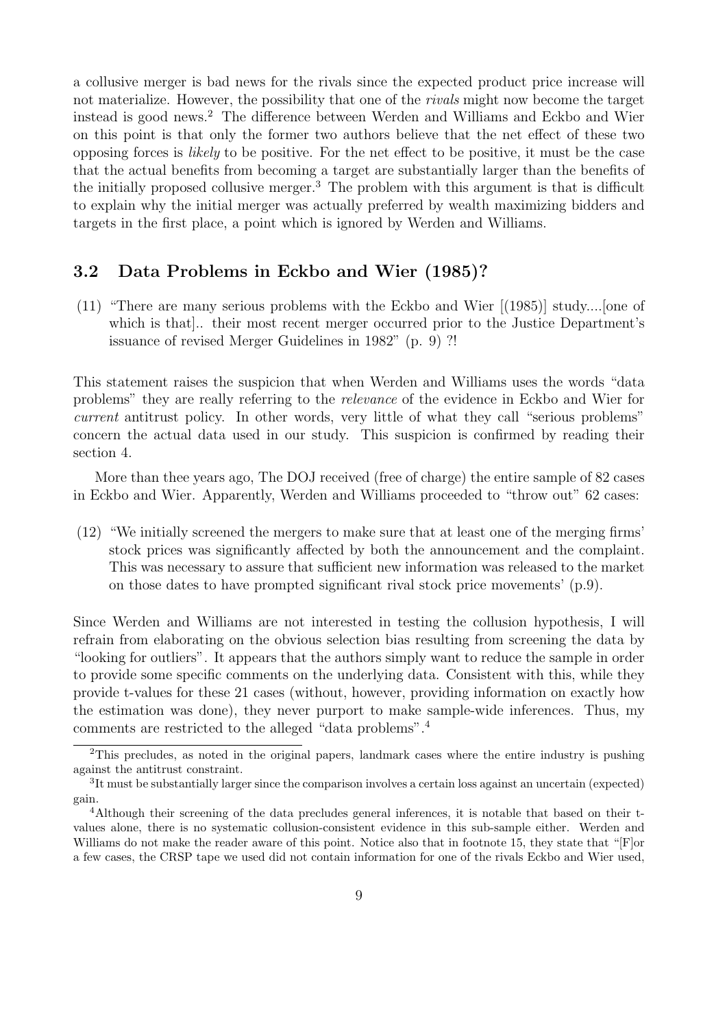a collusive merger is bad news for the rivals since the expected product price increase will not materialize. However, the possibility that one of the *rivals* might now become the target instead is good news.[2] The difference between Werden and Williams and Eckbo and Wier on this point is that only the former two authors believe that the net effect of these two opposing forces is *likely* to be positive. For the net effect to be positive, it must be the case that the actual benefits from becoming a target are substantially larger than the benefits of the initially proposed collusive merger.[3] The problem with this argument is that is difficult to explain why the initial merger was actually preferred by wealth maximizing bidders and targets in the first place, a point which is ignored by Werden and Williams.

### 3.2 Data Problems in Eckbo and Wier (1985)?

(11) "There are many serious problems with the Eckbo and Wier [(1985)] study....[one of which is that].. their most recent merger occurred prior to the Justice Department's issuance of revised Merger Guidelines in 1982" (p. 9) ?!

This statement raises the suspicion that when Werden and Williams uses the words "data problems" they are really referring to the *relevance* of the evidence in Eckbo and Wier for *current* antitrust policy. In other words, very little of what they call "serious problems" concern the actual data used in our study. This suspicion is confirmed by reading their section 4.

More than thee years ago, The DOJ received (free of charge) the entire sample of 82 cases in Eckbo and Wier. Apparently, Werden and Williams proceeded to "throw out" 62 cases:

(12) "We initially screened the mergers to make sure that at least one of the merging firms' stock prices was significantly affected by both the announcement and the complaint. This was necessary to assure that sufficient new information was released to the market on those dates to have prompted significant rival stock price movements' (p.9).

Since Werden and Williams are not interested in testing the collusion hypothesis, I will refrain from elaborating on the obvious selection bias resulting from screening the data by "looking for outliers". It appears that the authors simply want to reduce the sample in order to provide some specific comments on the underlying data. Consistent with this, while they provide t-values for these 21 cases (without, however, providing information on exactly how the estimation was done), they never purport to make sample-wide inferences. Thus, my comments are restricted to the alleged "data problems".[4]

[2]This precludes, as noted in the original papers, landmark cases where the entire industry is pushing against the antitrust constraint.

[3]It must be substantially larger since the comparison involves a certain loss against an uncertain (expected) gain.

[4]Although their screening of the data precludes general inferences, it is notable that based on their t-values alone, there is no systematic collusion-consistent evidence in this sub-sample either. Werden and Williams do not make the reader aware of this point. Notice also that in footnote 15, they state that "[F]or a few cases, the CRSP tape we used did not contain information for one of the rivals Eckbo and Wier used,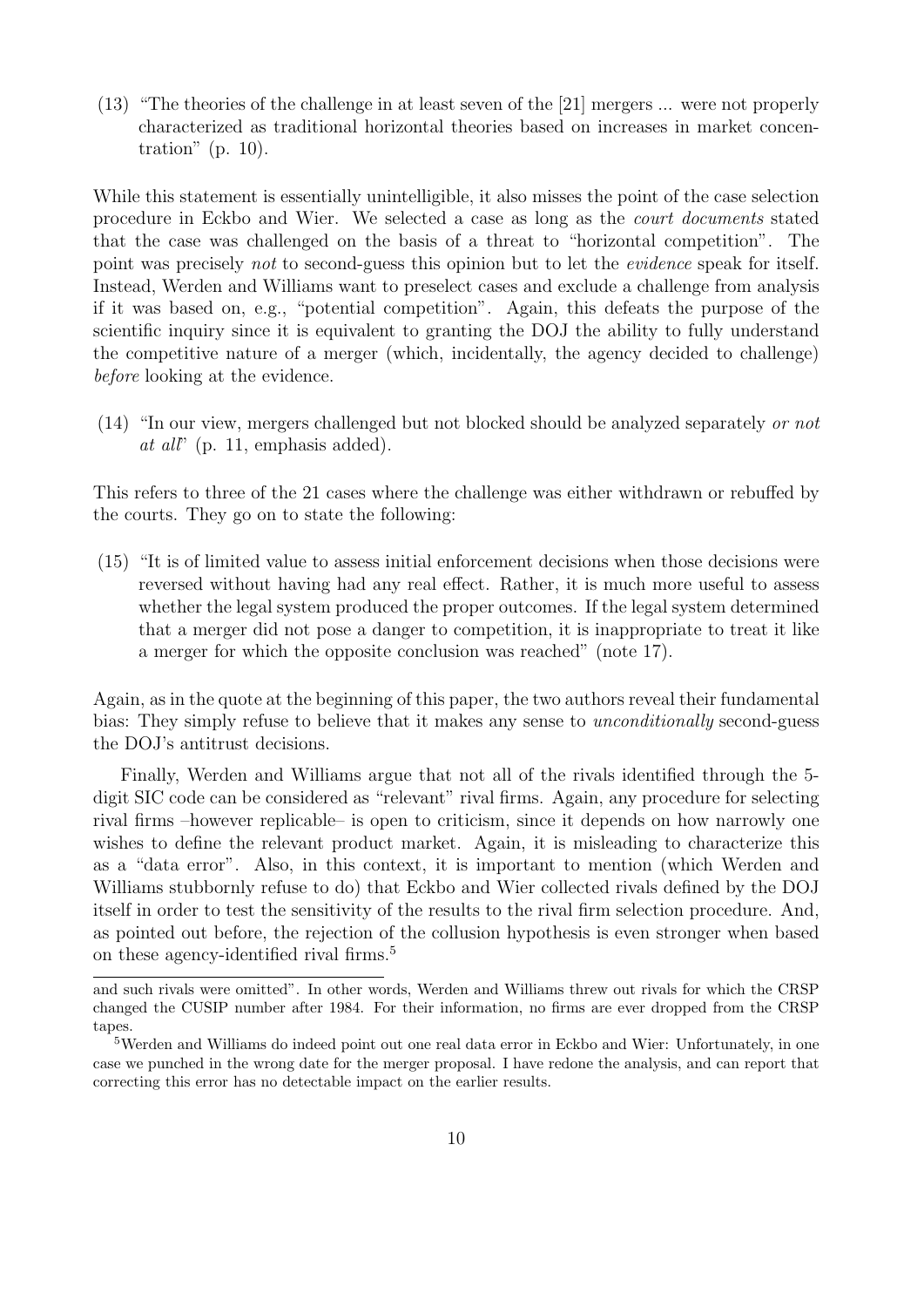(13) "The theories of the challenge in at least seven of the [21] mergers ... were not properly characterized as traditional horizontal theories based on increases in market concentration" (p. 10).

While this statement is essentially unintelligible, it also misses the point of the case selection procedure in Eckbo and Wier. We selected a case as long as the *court documents* stated that the case was challenged on the basis of a threat to "horizontal competition". The point was precisely *not* to second-guess this opinion but to let the *evidence* speak for itself. Instead, Werden and Williams want to preselect cases and exclude a challenge from analysis if it was based on, e.g., "potential competition". Again, this defeats the purpose of the scientific inquiry since it is equivalent to granting the DOJ the ability to fully understand the competitive nature of a merger (which, incidentally, the agency decided to challenge) *before* looking at the evidence.

(14) "In our view, mergers challenged but not blocked should be analyzed separately *or not at all*" (p. 11, emphasis added).

This refers to three of the 21 cases where the challenge was either withdrawn or rebuffed by the courts. They go on to state the following:

(15) "It is of limited value to assess initial enforcement decisions when those decisions were reversed without having had any real effect. Rather, it is much more useful to assess whether the legal system produced the proper outcomes. If the legal system determined that a merger did not pose a danger to competition, it is inappropriate to treat it like a merger for which the opposite conclusion was reached" (note 17).

Again, as in the quote at the beginning of this paper, the two authors reveal their fundamental bias: They simply refuse to believe that it makes any sense to *unconditionally* second-guess the DOJ's antitrust decisions.

Finally, Werden and Williams argue that not all of the rivals identified through the 5-digit SIC code can be considered as "relevant" rival firms. Again, any procedure for selecting rival firms –however replicable– is open to criticism, since it depends on how narrowly one wishes to define the relevant product market. Again, it is misleading to characterize this as a "data error". Also, in this context, it is important to mention (which Werden and Williams stubbornly refuse to do) that Eckbo and Wier collected rivals defined by the DOJ itself in order to test the sensitivity of the results to the rival firm selection procedure. And, as pointed out before, the rejection of the collusion hypothesis is even stronger when based on these agency-identified rival firms.[5]

---

and such rivals were omitted". In other words, Werden and Williams threw out rivals for which the CRSP changed the CUSIP number after 1984. For their information, no firms are ever dropped from the CRSP tapes.

[5] Werden and Williams do indeed point out one real data error in Eckbo and Wier: Unfortunately, in one case we punched in the wrong date for the merger proposal. I have redone the analysis, and can report that correcting this error has no detectable impact on the earlier results.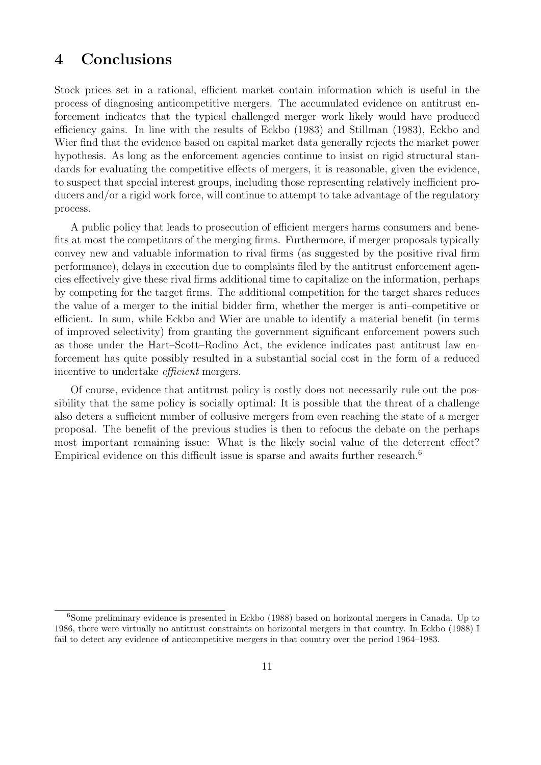# 4 Conclusions

Stock prices set in a rational, efficient market contain information which is useful in the process of diagnosing anticompetitive mergers. The accumulated evidence on antitrust enforcement indicates that the typical challenged merger work likely would have produced efficiency gains. In line with the results of Eckbo (1983) and Stillman (1983), Eckbo and Wier find that the evidence based on capital market data generally rejects the market power hypothesis. As long as the enforcement agencies continue to insist on rigid structural standards for evaluating the competitive effects of mergers, it is reasonable, given the evidence, to suspect that special interest groups, including those representing relatively inefficient producers and/or a rigid work force, will continue to attempt to take advantage of the regulatory process.

A public policy that leads to prosecution of efficient mergers harms consumers and benefits at most the competitors of the merging firms. Furthermore, if merger proposals typically convey new and valuable information to rival firms (as suggested by the positive rival firm performance), delays in execution due to complaints filed by the antitrust enforcement agencies effectively give these rival firms additional time to capitalize on the information, perhaps by competing for the target firms. The additional competition for the target shares reduces the value of a merger to the initial bidder firm, whether the merger is anti–competitive or efficient. In sum, while Eckbo and Wier are unable to identify a material benefit (in terms of improved selectivity) from granting the government significant enforcement powers such as those under the Hart–Scott–Rodino Act, the evidence indicates past antitrust law enforcement has quite possibly resulted in a substantial social cost in the form of a reduced incentive to undertake *efficient* mergers.

Of course, evidence that antitrust policy is costly does not necessarily rule out the possibility that the same policy is socially optimal: It is possible that the threat of a challenge also deters a sufficient number of collusive mergers from even reaching the state of a merger proposal. The benefit of the previous studies is then to refocus the debate on the perhaps most important remaining issue: What is the likely social value of the deterrent effect? Empirical evidence on this difficult issue is sparse and awaits further research.[6]

[6] Some preliminary evidence is presented in Eckbo (1988) based on horizontal mergers in Canada. Up to 1986, there were virtually no antitrust constraints on horizontal mergers in that country. In Eckbo (1988) I fail to detect any evidence of anticompetitive mergers in that country over the period 1964–1983.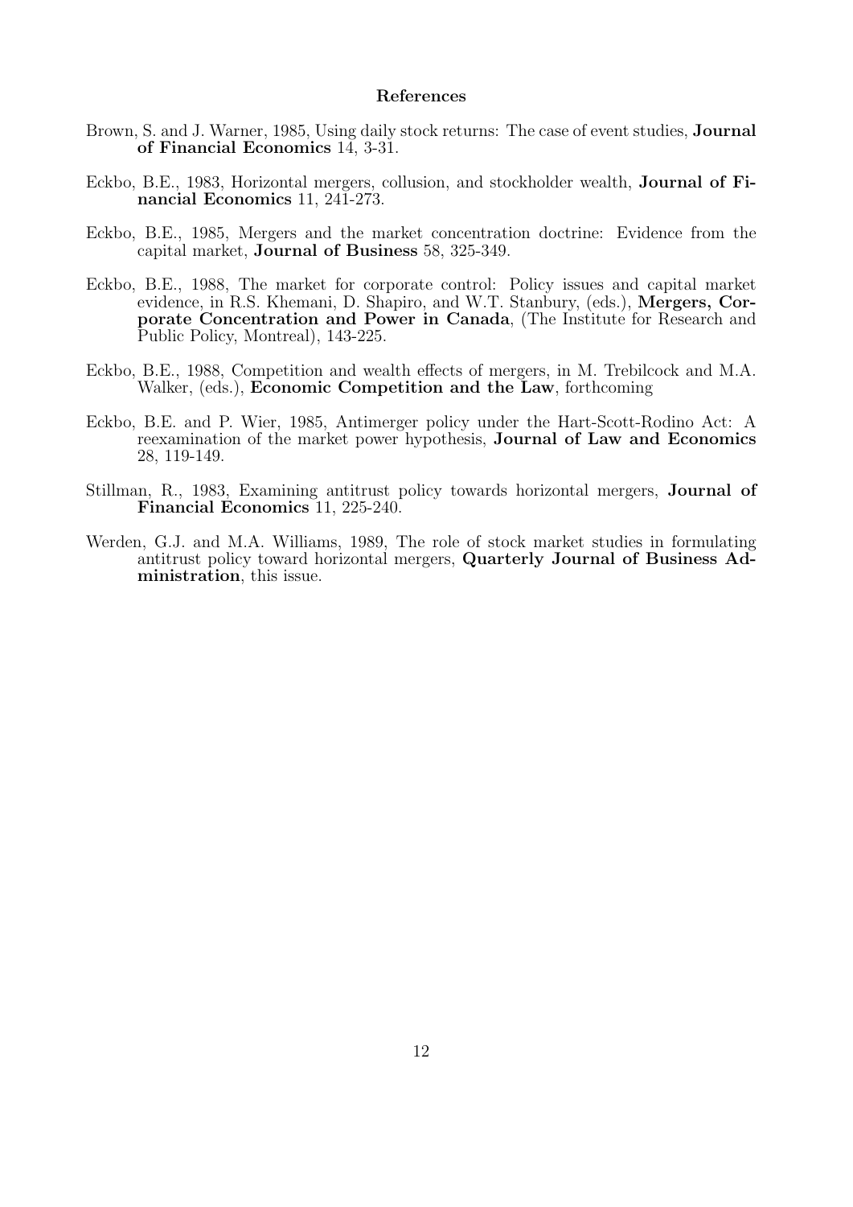## References

Brown, S. and J. Warner, 1985, Using daily stock returns: The case of event studies, **Journal of Financial Economics** 14, 3-31.

Eckbo, B.E., 1983, Horizontal mergers, collusion, and stockholder wealth, **Journal of Financial Economics** 11, 241-273.

Eckbo, B.E., 1985, Mergers and the market concentration doctrine: Evidence from the capital market, **Journal of Business** 58, 325-349.

Eckbo, B.E., 1988, The market for corporate control: Policy issues and capital market evidence, in R.S. Khemani, D. Shapiro, and W.T. Stanbury, (eds.), **Mergers, Corporate Concentration and Power in Canada**, (The Institute for Research and Public Policy, Montreal), 143-225.

Eckbo, B.E., 1988, Competition and wealth effects of mergers, in M. Trebilcock and M.A. Walker, (eds.), **Economic Competition and the Law**, forthcoming

Eckbo, B.E. and P. Wier, 1985, Antimerger policy under the Hart-Scott-Rodino Act: A reexamination of the market power hypothesis, **Journal of Law and Economics** 28, 119-149.

Stillman, R., 1983, Examining antitrust policy towards horizontal mergers, **Journal of Financial Economics** 11, 225-240.

Werden, G.J. and M.A. Williams, 1989, The role of stock market studies in formulating antitrust policy toward horizontal mergers, **Quarterly Journal of Business Administration**, this issue.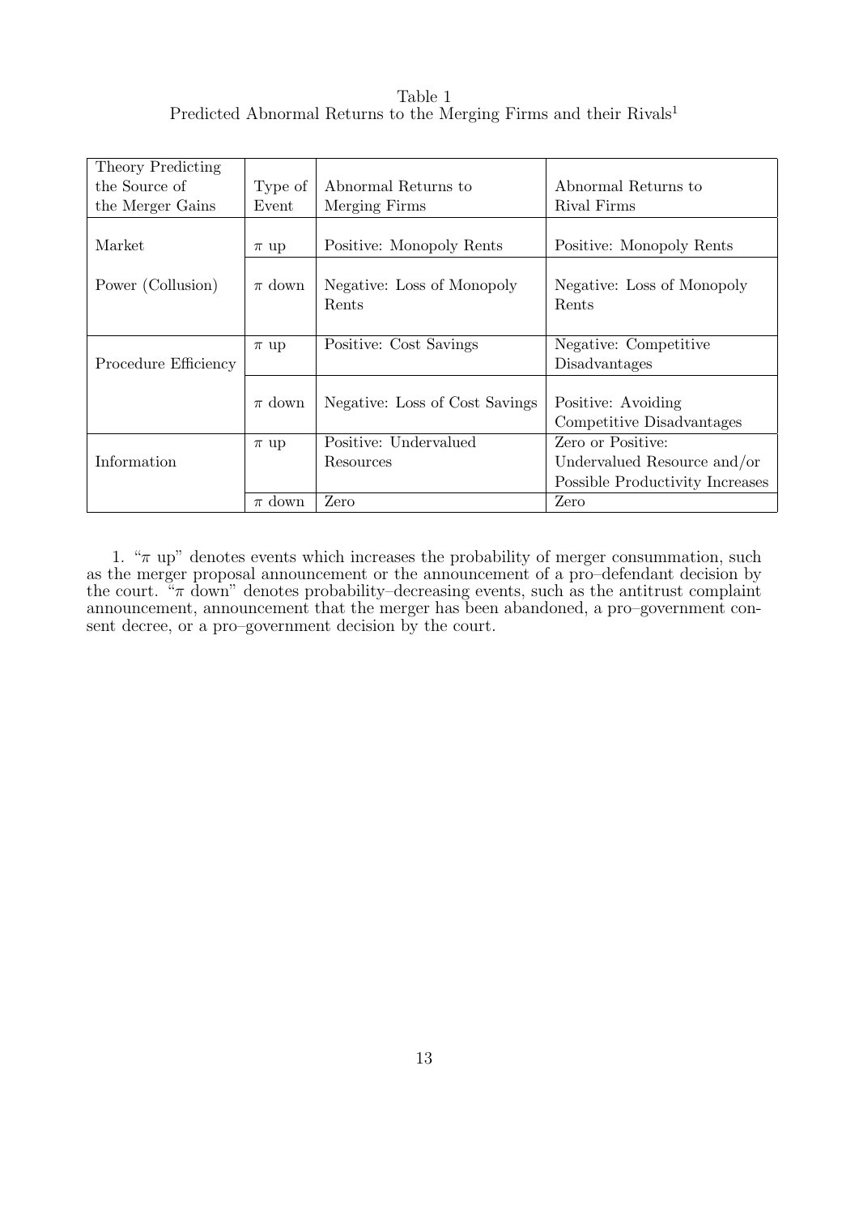Table 1
Predicted Abnormal Returns to the Merging Firms and their Rivals[1]

| Theory Predicting the Source of the Merger Gains | Type of Event | Abnormal Returns to Merging Firms | Abnormal Returns to Rival Firms |
|---|---|---|---|
| Market | $\pi$ up | Positive: Monopoly Rents | Positive: Monopoly Rents |
| Power (Collusion) | $\pi$ down | Negative: Loss of Monopoly Rents | Negative: Loss of Monopoly Rents |
| Procedure Efficiency | $\pi$ up | Positive: Cost Savings | Negative: Competitive Disadvantages |
| | $\pi$ down | Negative: Loss of Cost Savings | Positive: Avoiding Competitive Disadvantages |
| Information | $\pi$ up | Positive: Undervalued Resources | Zero or Positive: Undervalued Resource and/or Possible Productivity Increases |
| | $\pi$ down | Zero | Zero |

1. "$\pi$ up" denotes events which increases the probability of merger consummation, such as the merger proposal announcement or the announcement of a pro–defendant decision by the court. "$\pi$ down" denotes probability–decreasing events, such as the antitrust complaint announcement, announcement that the merger has been abandoned, a pro–government consent decree, or a pro–government decision by the court.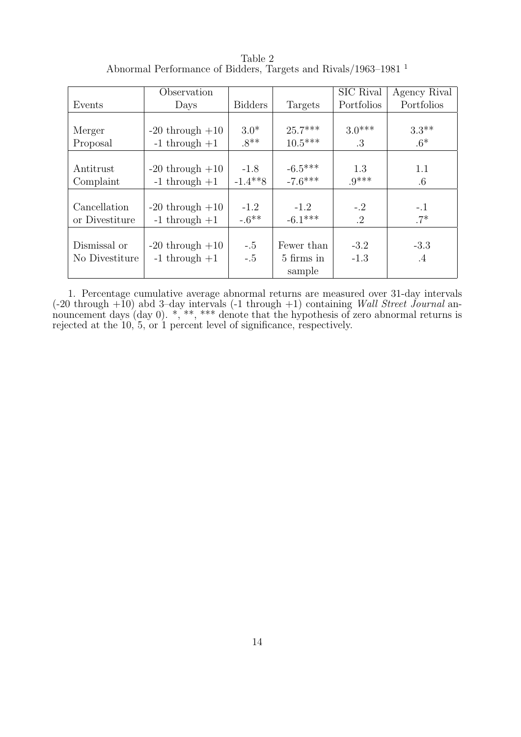Table 2
Abnormal Performance of Bidders, Targets and Rivals/1963–1981 [1]

| Events | Observation Days | Bidders | Targets | SIC Rival Portfolios | Agency Rival Portfolios |
|---|---|---|---|---|---|
| Merger Proposal | -20 through +10 | 3.0* | 25.7*** | 3.0*** | 3.3** |
| | -1 through +1 | .8** | 10.5*** | .3 | .6* |
| Antitrust Complaint | -20 through +10 | -1.8 | -6.5*** | 1.3 | 1.1 |
| | -1 through +1 | -1.4**8 | -7.6*** | .9*** | .6 |
| Cancellation or Divestiture | -20 through +10 | -1.2 | -1.2 | -.2 | -.1 |
| | -1 through +1 | -.6** | -6.1*** | .2 | .7* |
| Dismissal or No Divestiture | -20 through +10 | -.5 | Fewer than 5 firms in sample | -3.2 | -3.3 |
| | -1 through +1 | -.5 | | -1.3 | .4 |

1. Percentage cumulative average abnormal returns are measured over 31-day intervals (-20 through +10) abd 3–day intervals (-1 through +1) containing *Wall Street Journal* announcement days (day 0). *, **, *** denote that the hypothesis of zero abnormal returns is rejected at the 10, 5, or 1 percent level of significance, respectively.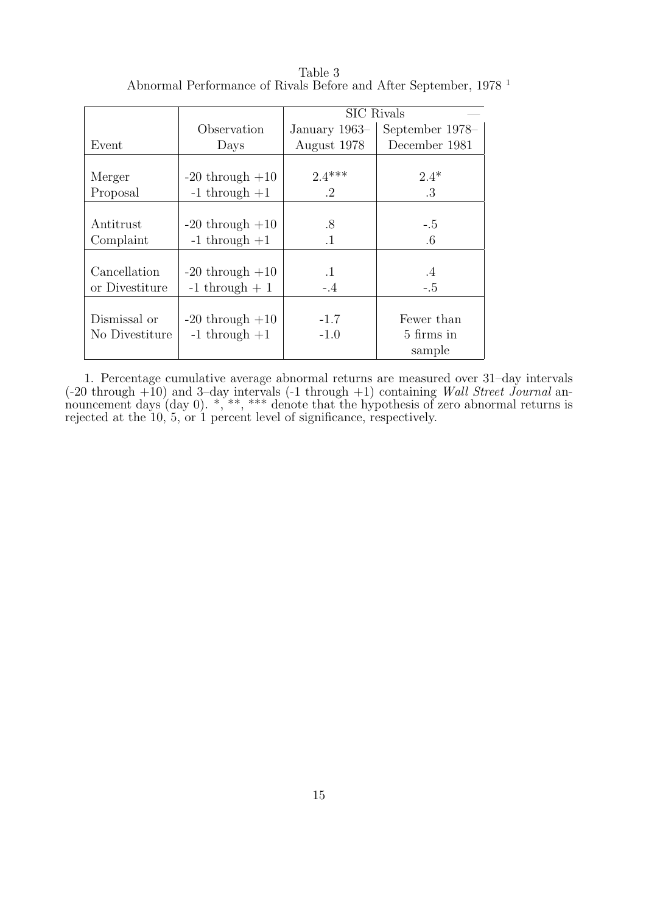Table 3
Abnormal Performance of Rivals Before and After September, 1978 [1]

| | | SIC Rivals | |
|---|---|---|---|
| Event | Observation Days | January 1963– August 1978 | September 1978– December 1981 |
| Merger | -20 through +10 | 2.4*** | 2.4* |
| Proposal | -1 through +1 | .2 | .3 |
| Antitrust | -20 through +10 | .8 | -.5 |
| Complaint | -1 through +1 | .1 | .6 |
| Cancellation | -20 through +10 | .1 | .4 |
| or Divestiture | -1 through + 1 | -.4 | -.5 |
| Dismissal or | -20 through +10 | -1.7 | Fewer than 5 firms in sample |
| No Divestiture | -1 through +1 | -1.0 | |

1. Percentage cumulative average abnormal returns are measured over 31–day intervals (-20 through +10) and 3–day intervals (-1 through +1) containing *Wall Street Journal* announcement days (day 0). *, **, *** denote that the hypothesis of zero abnormal returns is rejected at the 10, 5, or 1 percent level of significance, respectively.